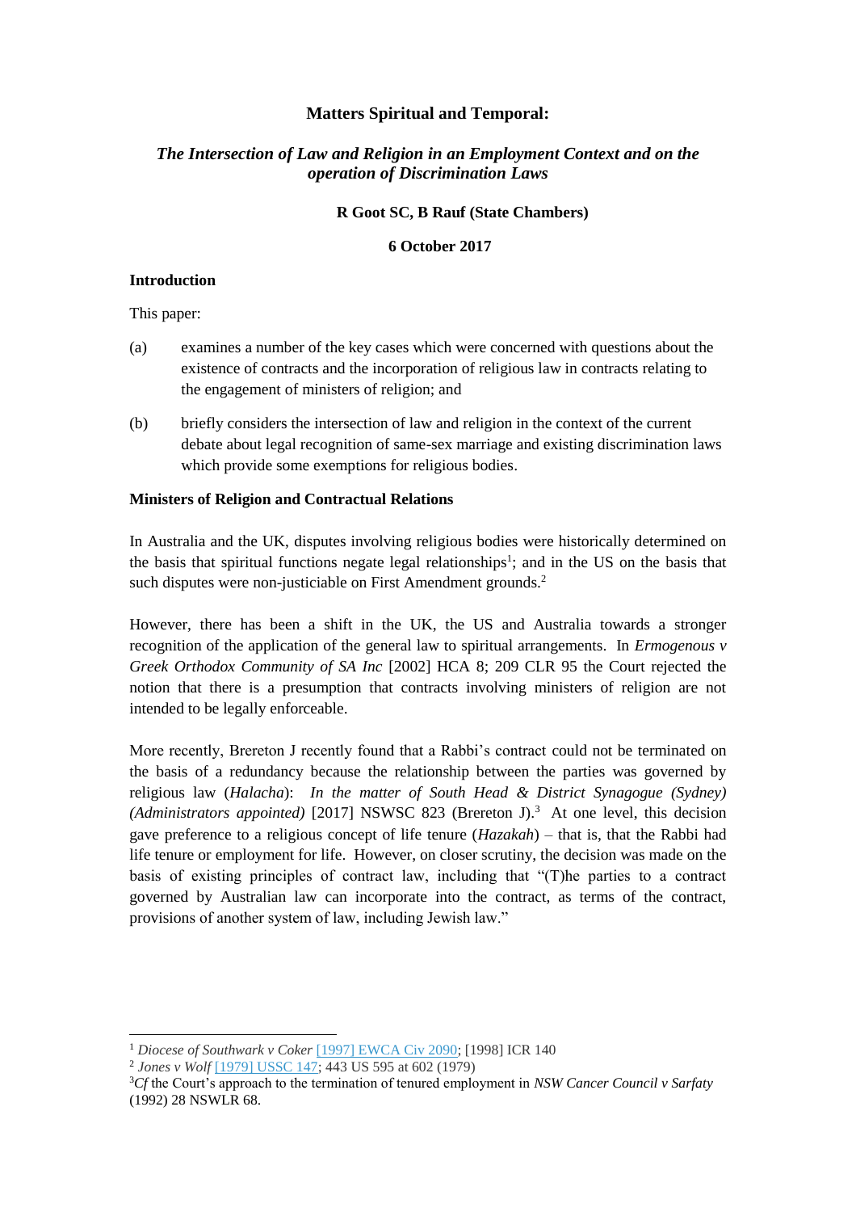# Matters Spiritual and Temporal:

## *The Intersection of Law and Religion in an Employment Context and on the operation of Discrimination Laws*

**R Goot SC, B Rauf (State Chambers)**

**6 October 2017**

### Introduction

This paper:

(a) examines a number of the key cases which were concerned with questions about the existence of contracts and the incorporation of religious law in contracts relating to the engagement of ministers of religion; and

(b) briefly considers the intersection of law and religion in the context of the current debate about legal recognition of same-sex marriage and existing discrimination laws which provide some exemptions for religious bodies.

### Ministers of Religion and Contractual Relations

In Australia and the UK, disputes involving religious bodies were historically determined on the basis that spiritual functions negate legal relationships[1]; and in the US on the basis that such disputes were non-justiciable on First Amendment grounds.[2]

However, there has been a shift in the UK, the US and Australia towards a stronger recognition of the application of the general law to spiritual arrangements. In *Ermogenous v Greek Orthodox Community of SA Inc* [2002] HCA 8; 209 CLR 95 the Court rejected the notion that there is a presumption that contracts involving ministers of religion are not intended to be legally enforceable.

More recently, Brereton J recently found that a Rabbi's contract could not be terminated on the basis of a redundancy because the relationship between the parties was governed by religious law (*Halacha*): *In the matter of South Head & District Synagogue (Sydney) (Administrators appointed)* [2017] NSWSC 823 (Brereton J).[3] At one level, this decision gave preference to a religious concept of life tenure (*Hazakah*) – that is, that the Rabbi had life tenure or employment for life. However, on closer scrutiny, the decision was made on the basis of existing principles of contract law, including that "(T)he parties to a contract governed by Australian law can incorporate into the contract, as terms of the contract, provisions of another system of law, including Jewish law."

---

[1] *Diocese of Southwark v Coker* [1997] EWCA Civ 2090; [1998] ICR 140

[2] *Jones v Wolf* [1979] USSC 147; 443 US 595 at 602 (1979)

[3] *Cf* the Court's approach to the termination of tenured employment in *NSW Cancer Council v Sarfaty* (1992) 28 NSWLR 68.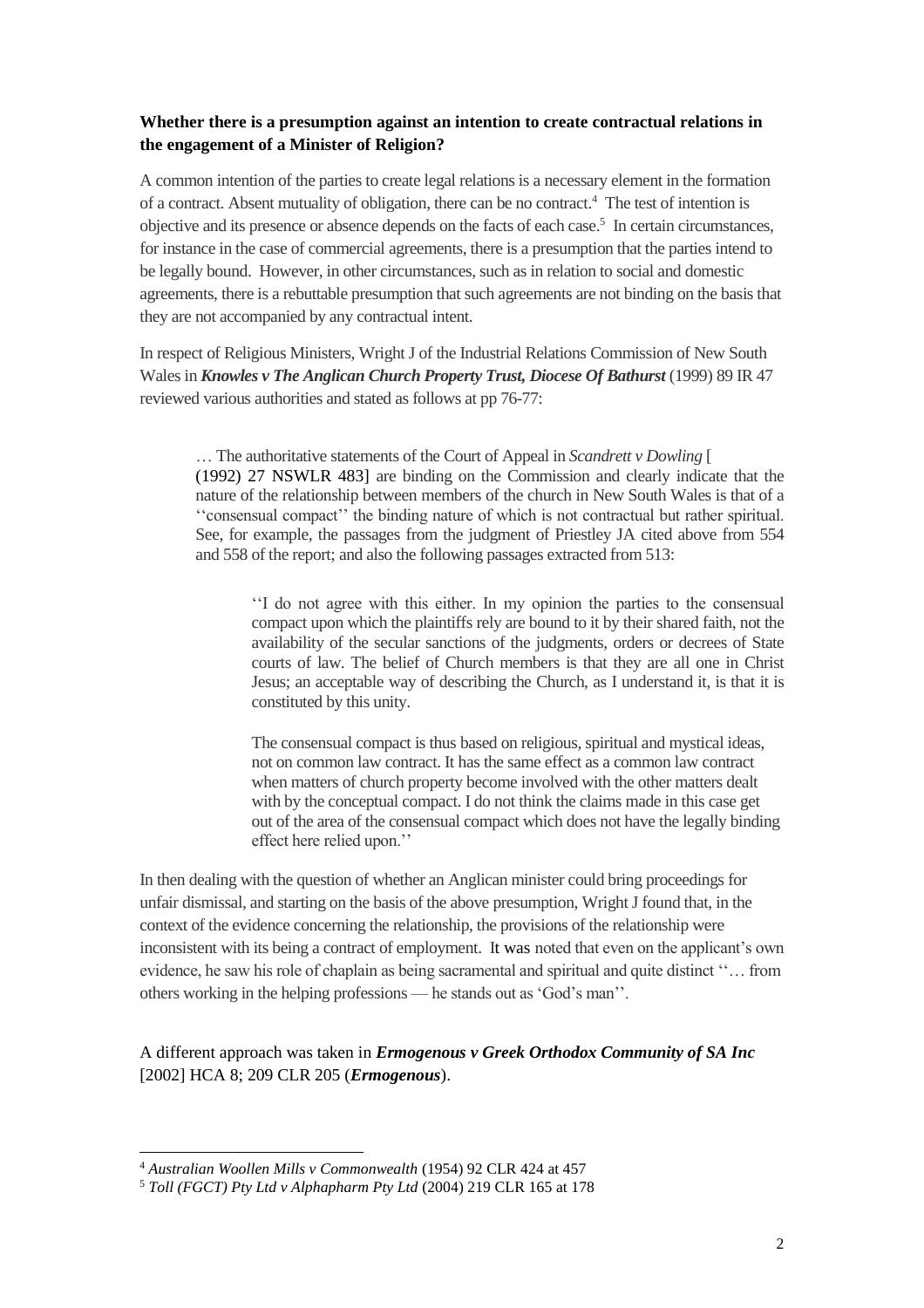**Whether there is a presumption against an intention to create contractual relations in the engagement of a Minister of Religion?**

A common intention of the parties to create legal relations is a necessary element in the formation of a contract. Absent mutuality of obligation, there can be no contract.[4] The test of intention is objective and its presence or absence depends on the facts of each case.[5] In certain circumstances, for instance in the case of commercial agreements, there is a presumption that the parties intend to be legally bound. However, in other circumstances, such as in relation to social and domestic agreements, there is a rebuttable presumption that such agreements are not binding on the basis that they are not accompanied by any contractual intent.

In respect of Religious Ministers, Wright J of the Industrial Relations Commission of New South Wales in ***Knowles v The Anglican Church Property Trust, Diocese Of Bathurst*** (1999) 89 IR 47 reviewed various authorities and stated as follows at pp 76-77:

> … The authoritative statements of the Court of Appeal in *Scandrett v Dowling* [(1992) 27 NSWLR 483] are binding on the Commission and clearly indicate that the nature of the relationship between members of the church in New South Wales is that of a ''consensual compact'' the binding nature of which is not contractual but rather spiritual. See, for example, the passages from the judgment of Priestley JA cited above from 554 and 558 of the report; and also the following passages extracted from 513:
>
> > ''I do not agree with this either. In my opinion the parties to the consensual compact upon which the plaintiffs rely are bound to it by their shared faith, not the availability of the secular sanctions of the judgments, orders or decrees of State courts of law. The belief of Church members is that they are all one in Christ Jesus; an acceptable way of describing the Church, as I understand it, is that it is constituted by this unity.
> >
> > The consensual compact is thus based on religious, spiritual and mystical ideas, not on common law contract. It has the same effect as a common law contract when matters of church property become involved with the other matters dealt with by the conceptual compact. I do not think the claims made in this case get out of the area of the consensual compact which does not have the legally binding effect here relied upon.''

In then dealing with the question of whether an Anglican minister could bring proceedings for unfair dismissal, and starting on the basis of the above presumption, Wright J found that, in the context of the evidence concerning the relationship, the provisions of the relationship were inconsistent with its being a contract of employment. It was noted that even on the applicant's own evidence, he saw his role of chaplain as being sacramental and spiritual and quite distinct ''… from others working in the helping professions — he stands out as 'God's man''.

A different approach was taken in ***Ermogenous v Greek Orthodox Community of SA Inc*** [2002] HCA 8; 209 CLR 205 (***Ermogenous***).

---

[4] *Australian Woollen Mills v Commonwealth* (1954) 92 CLR 424 at 457

[5] *Toll (FGCT) Pty Ltd v Alphapharm Pty Ltd* (2004) 219 CLR 165 at 178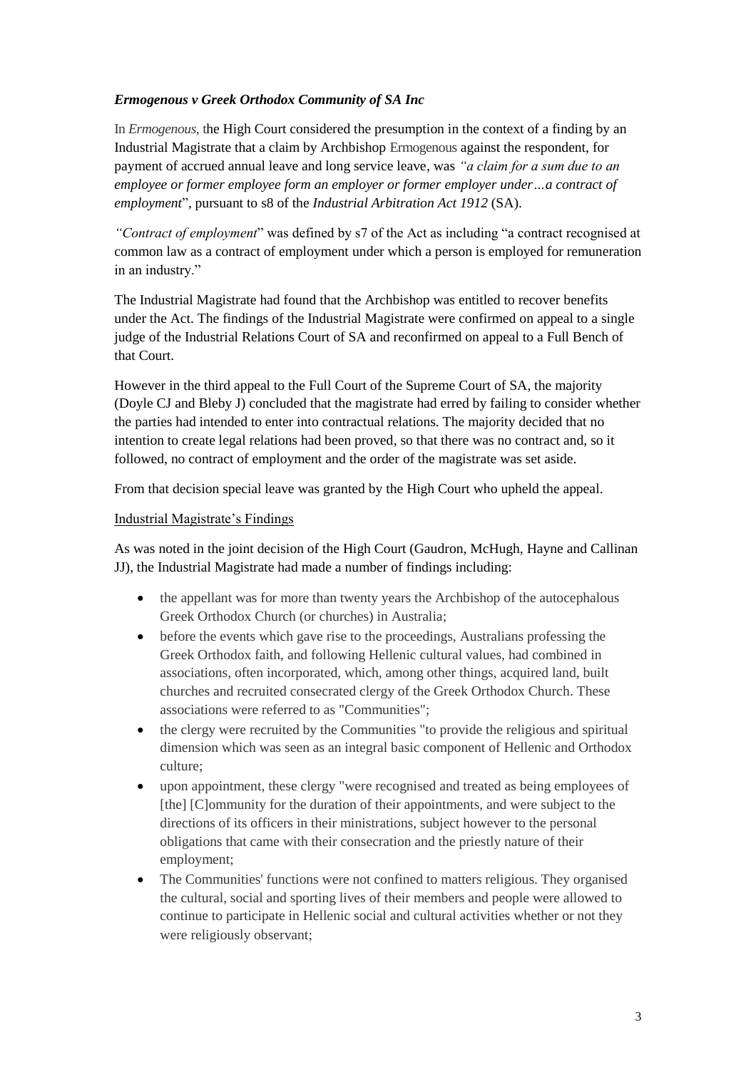### *Ermogenous v Greek Orthodox Community of SA Inc*

In *Ermogenous,* the High Court considered the presumption in the context of a finding by an Industrial Magistrate that a claim by Archbishop Ermogenous against the respondent, for payment of accrued annual leave and long service leave, was *"a claim for a sum due to an employee or former employee form an employer or former employer under…a contract of employment*", pursuant to s8 of the *Industrial Arbitration Act 1912* (SA).

*"Contract of employment*" was defined by s7 of the Act as including "a contract recognised at common law as a contract of employment under which a person is employed for remuneration in an industry."

The Industrial Magistrate had found that the Archbishop was entitled to recover benefits under the Act. The findings of the Industrial Magistrate were confirmed on appeal to a single judge of the Industrial Relations Court of SA and reconfirmed on appeal to a Full Bench of that Court.

However in the third appeal to the Full Court of the Supreme Court of SA, the majority (Doyle CJ and Bleby J) concluded that the magistrate had erred by failing to consider whether the parties had intended to enter into contractual relations. The majority decided that no intention to create legal relations had been proved, so that there was no contract and, so it followed, no contract of employment and the order of the magistrate was set aside.

From that decision special leave was granted by the High Court who upheld the appeal.

Industrial Magistrate's Findings

As was noted in the joint decision of the High Court (Gaudron, McHugh, Hayne and Callinan JJ), the Industrial Magistrate had made a number of findings including:

- the appellant was for more than twenty years the Archbishop of the autocephalous Greek Orthodox Church (or churches) in Australia;
- before the events which gave rise to the proceedings, Australians professing the Greek Orthodox faith, and following Hellenic cultural values, had combined in associations, often incorporated, which, among other things, acquired land, built churches and recruited consecrated clergy of the Greek Orthodox Church. These associations were referred to as "Communities";
- the clergy were recruited by the Communities "to provide the religious and spiritual dimension which was seen as an integral basic component of Hellenic and Orthodox culture;
- upon appointment, these clergy "were recognised and treated as being employees of [the] [C]ommunity for the duration of their appointments, and were subject to the directions of its officers in their ministrations, subject however to the personal obligations that came with their consecration and the priestly nature of their employment;
- The Communities' functions were not confined to matters religious. They organised the cultural, social and sporting lives of their members and people were allowed to continue to participate in Hellenic social and cultural activities whether or not they were religiously observant;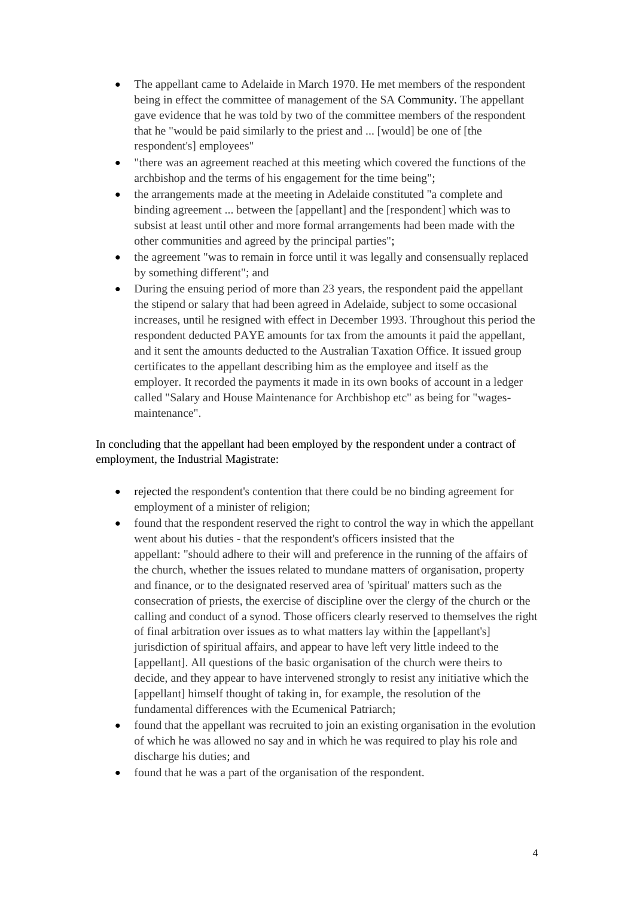- The appellant came to Adelaide in March 1970. He met members of the respondent being in effect the committee of management of the SA Community. The appellant gave evidence that he was told by two of the committee members of the respondent that he "would be paid similarly to the priest and ... [would] be one of [the respondent's] employees"
- "there was an agreement reached at this meeting which covered the functions of the archbishop and the terms of his engagement for the time being";
- the arrangements made at the meeting in Adelaide constituted "a complete and binding agreement ... between the [appellant] and the [respondent] which was to subsist at least until other and more formal arrangements had been made with the other communities and agreed by the principal parties";
- the agreement "was to remain in force until it was legally and consensually replaced by something different"; and
- During the ensuing period of more than 23 years, the respondent paid the appellant the stipend or salary that had been agreed in Adelaide, subject to some occasional increases, until he resigned with effect in December 1993. Throughout this period the respondent deducted PAYE amounts for tax from the amounts it paid the appellant, and it sent the amounts deducted to the Australian Taxation Office. It issued group certificates to the appellant describing him as the employee and itself as the employer. It recorded the payments it made in its own books of account in a ledger called "Salary and House Maintenance for Archbishop etc" as being for "wages-maintenance".

In concluding that the appellant had been employed by the respondent under a contract of employment, the Industrial Magistrate:

- rejected the respondent's contention that there could be no binding agreement for employment of a minister of religion;
- found that the respondent reserved the right to control the way in which the appellant went about his duties - that the respondent's officers insisted that the appellant: "should adhere to their will and preference in the running of the affairs of the church, whether the issues related to mundane matters of organisation, property and finance, or to the designated reserved area of 'spiritual' matters such as the consecration of priests, the exercise of discipline over the clergy of the church or the calling and conduct of a synod. Those officers clearly reserved to themselves the right of final arbitration over issues as to what matters lay within the [appellant's] jurisdiction of spiritual affairs, and appear to have left very little indeed to the [appellant]. All questions of the basic organisation of the church were theirs to decide, and they appear to have intervened strongly to resist any initiative which the [appellant] himself thought of taking in, for example, the resolution of the fundamental differences with the Ecumenical Patriarch;
- found that the appellant was recruited to join an existing organisation in the evolution of which he was allowed no say and in which he was required to play his role and discharge his duties; and
- found that he was a part of the organisation of the respondent.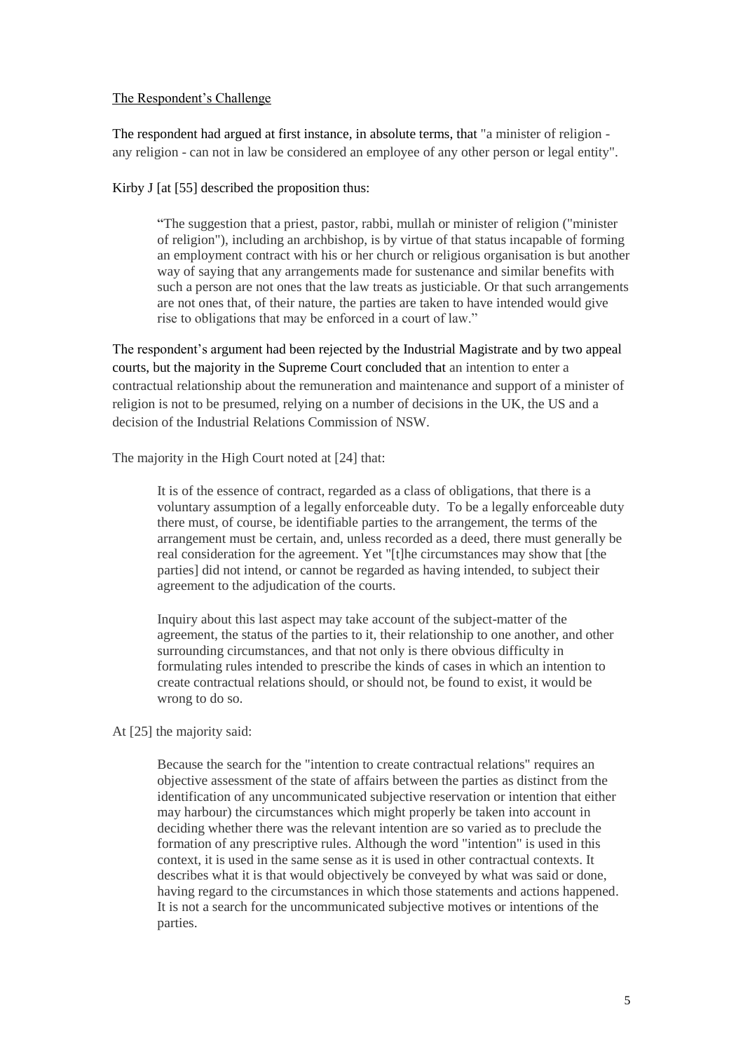The Respondent's Challenge

The respondent had argued at first instance, in absolute terms, that "a minister of religion - any religion - can not in law be considered an employee of any other person or legal entity".

Kirby J [at [55] described the proposition thus:

> "The suggestion that a priest, pastor, rabbi, mullah or minister of religion ("minister of religion"), including an archbishop, is by virtue of that status incapable of forming an employment contract with his or her church or religious organisation is but another way of saying that any arrangements made for sustenance and similar benefits with such a person are not ones that the law treats as justiciable. Or that such arrangements are not ones that, of their nature, the parties are taken to have intended would give rise to obligations that may be enforced in a court of law."

The respondent's argument had been rejected by the Industrial Magistrate and by two appeal courts, but the majority in the Supreme Court concluded that an intention to enter a contractual relationship about the remuneration and maintenance and support of a minister of religion is not to be presumed, relying on a number of decisions in the UK, the US and a decision of the Industrial Relations Commission of NSW.

The majority in the High Court noted at [24] that:

> It is of the essence of contract, regarded as a class of obligations, that there is a voluntary assumption of a legally enforceable duty. To be a legally enforceable duty there must, of course, be identifiable parties to the arrangement, the terms of the arrangement must be certain, and, unless recorded as a deed, there must generally be real consideration for the agreement. Yet "[t]he circumstances may show that [the parties] did not intend, or cannot be regarded as having intended, to subject their agreement to the adjudication of the courts.
>
> Inquiry about this last aspect may take account of the subject-matter of the agreement, the status of the parties to it, their relationship to one another, and other surrounding circumstances, and that not only is there obvious difficulty in formulating rules intended to prescribe the kinds of cases in which an intention to create contractual relations should, or should not, be found to exist, it would be wrong to do so.

At [25] the majority said:

> Because the search for the "intention to create contractual relations" requires an objective assessment of the state of affairs between the parties as distinct from the identification of any uncommunicated subjective reservation or intention that either may harbour) the circumstances which might properly be taken into account in deciding whether there was the relevant intention are so varied as to preclude the formation of any prescriptive rules. Although the word "intention" is used in this context, it is used in the same sense as it is used in other contractual contexts. It describes what it is that would objectively be conveyed by what was said or done, having regard to the circumstances in which those statements and actions happened. It is not a search for the uncommunicated subjective motives or intentions of the parties.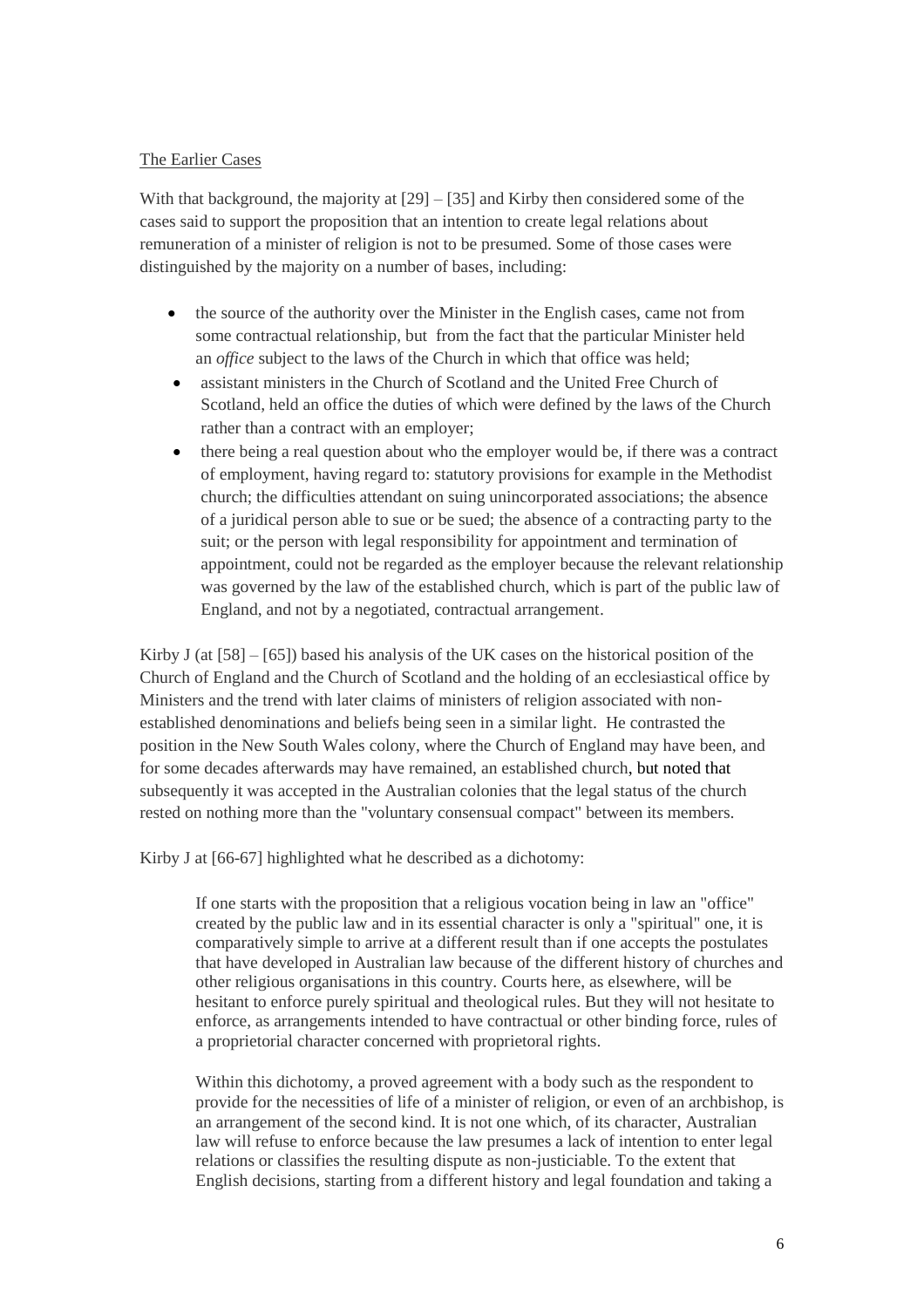The Earlier Cases

With that background, the majority at [29] – [35] and Kirby then considered some of the cases said to support the proposition that an intention to create legal relations about remuneration of a minister of religion is not to be presumed. Some of those cases were distinguished by the majority on a number of bases, including:

- the source of the authority over the Minister in the English cases, came not from some contractual relationship, but from the fact that the particular Minister held an *office* subject to the laws of the Church in which that office was held;
- assistant ministers in the Church of Scotland and the United Free Church of Scotland, held an office the duties of which were defined by the laws of the Church rather than a contract with an employer;
- there being a real question about who the employer would be, if there was a contract of employment, having regard to: statutory provisions for example in the Methodist church; the difficulties attendant on suing unincorporated associations; the absence of a juridical person able to sue or be sued; the absence of a contracting party to the suit; or the person with legal responsibility for appointment and termination of appointment, could not be regarded as the employer because the relevant relationship was governed by the law of the established church, which is part of the public law of England, and not by a negotiated, contractual arrangement.

Kirby J (at [58] – [65]) based his analysis of the UK cases on the historical position of the Church of England and the Church of Scotland and the holding of an ecclesiastical office by Ministers and the trend with later claims of ministers of religion associated with non-established denominations and beliefs being seen in a similar light. He contrasted the position in the New South Wales colony, where the Church of England may have been, and for some decades afterwards may have remained, an established church, but noted that subsequently it was accepted in the Australian colonies that the legal status of the church rested on nothing more than the "voluntary consensual compact" between its members.

Kirby J at [66-67] highlighted what he described as a dichotomy:

> If one starts with the proposition that a religious vocation being in law an "office" created by the public law and in its essential character is only a "spiritual" one, it is comparatively simple to arrive at a different result than if one accepts the postulates that have developed in Australian law because of the different history of churches and other religious organisations in this country. Courts here, as elsewhere, will be hesitant to enforce purely spiritual and theological rules. But they will not hesitate to enforce, as arrangements intended to have contractual or other binding force, rules of a proprietorial character concerned with proprietoral rights.
>
> Within this dichotomy, a proved agreement with a body such as the respondent to provide for the necessities of life of a minister of religion, or even of an archbishop, is an arrangement of the second kind. It is not one which, of its character, Australian law will refuse to enforce because the law presumes a lack of intention to enter legal relations or classifies the resulting dispute as non-justiciable. To the extent that English decisions, starting from a different history and legal foundation and taking a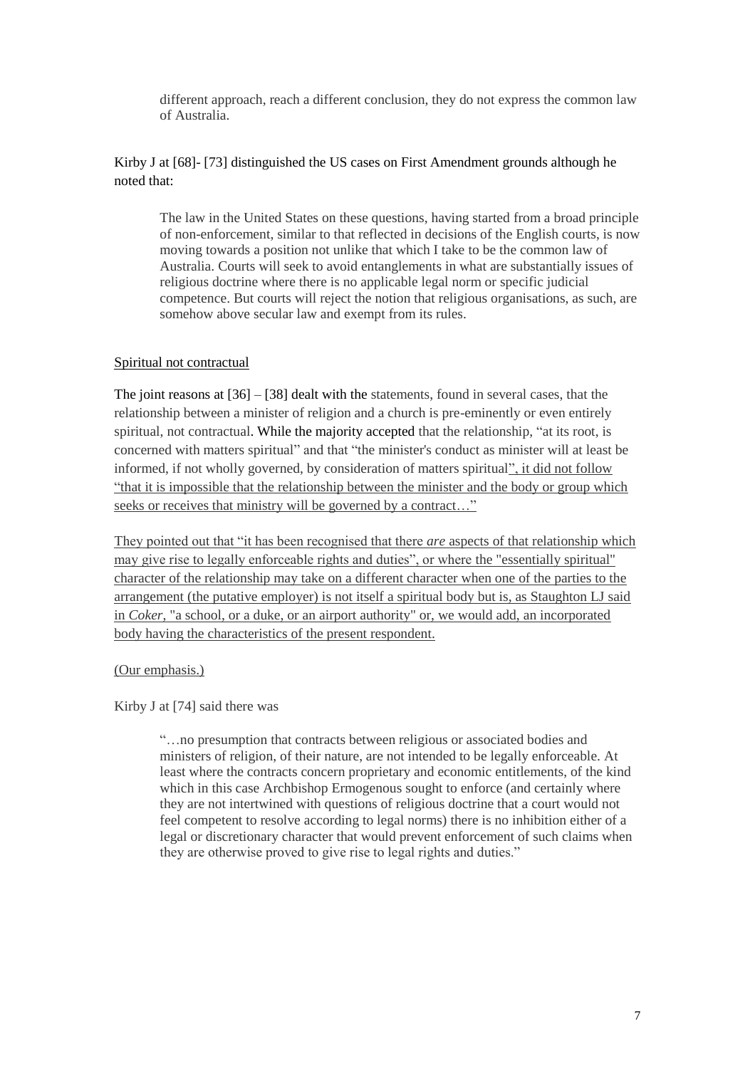> different approach, reach a different conclusion, they do not express the common law of Australia.

Kirby J at [68]- [73] distinguished the US cases on First Amendment grounds although he noted that:

> The law in the United States on these questions, having started from a broad principle of non-enforcement, similar to that reflected in decisions of the English courts, is now moving towards a position not unlike that which I take to be the common law of Australia. Courts will seek to avoid entanglements in what are substantially issues of religious doctrine where there is no applicable legal norm or specific judicial competence. But courts will reject the notion that religious organisations, as such, are somehow above secular law and exempt from its rules.

<u>Spiritual not contractual</u>

The joint reasons at [36] – [38] dealt with the statements, found in several cases, that the relationship between a minister of religion and a church is pre-eminently or even entirely spiritual, not contractual. While the majority accepted that the relationship, "at its root, is concerned with matters spiritual" and that "the minister's conduct as minister will at least be informed, if not wholly governed, by consideration of matters spiritual<u>", it did not follow "that it is impossible that the relationship between the minister and the body or group which seeks or receives that ministry will be governed by a contract…"</u>

<u>They pointed out that "it has been recognised that there *are* aspects of that relationship which may give rise to legally enforceable rights and duties", or where the "essentially spiritual" character of the relationship may take on a different character when one of the parties to the arrangement (the putative employer) is not itself a spiritual body but is, as Staughton LJ said in *Coker*, "a school, or a duke, or an airport authority" or, we would add, an incorporated body having the characteristics of the present respondent.</u>

<u>(Our emphasis.)</u>

Kirby J at [74] said there was

> "…no presumption that contracts between religious or associated bodies and ministers of religion, of their nature, are not intended to be legally enforceable. At least where the contracts concern proprietary and economic entitlements, of the kind which in this case Archbishop Ermogenous sought to enforce (and certainly where they are not intertwined with questions of religious doctrine that a court would not feel competent to resolve according to legal norms) there is no inhibition either of a legal or discretionary character that would prevent enforcement of such claims when they are otherwise proved to give rise to legal rights and duties."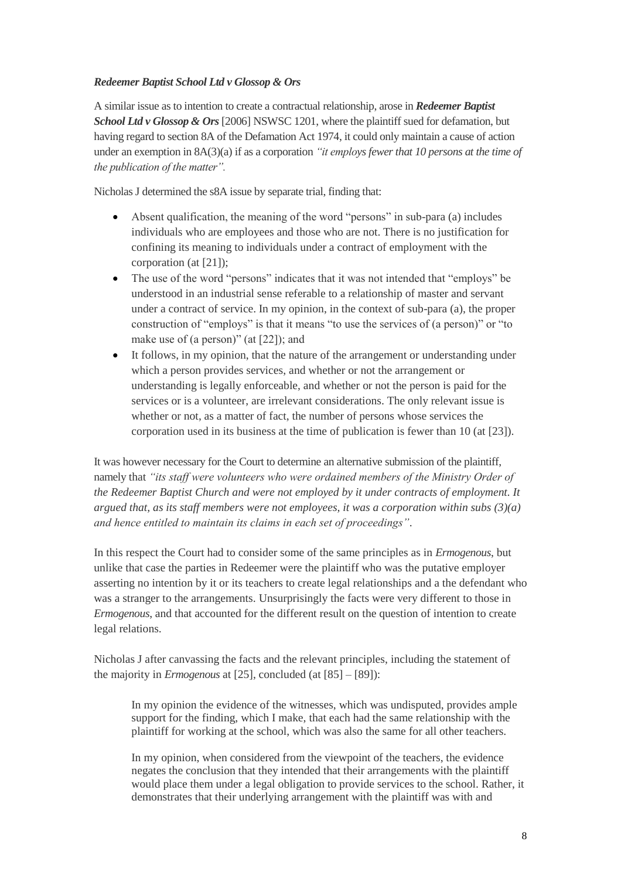***Redeemer Baptist School Ltd v Glossop & Ors***

A similar issue as to intention to create a contractual relationship, arose in ***Redeemer Baptist School Ltd v Glossop & Ors*** [2006] NSWSC 1201, where the plaintiff sued for defamation, but having regard to section 8A of the Defamation Act 1974, it could only maintain a cause of action under an exemption in 8A(3)(a) if as a corporation *"it employs fewer that 10 persons at the time of the publication of the matter".*

Nicholas J determined the s8A issue by separate trial, finding that:

- Absent qualification, the meaning of the word "persons" in sub-para (a) includes individuals who are employees and those who are not. There is no justification for confining its meaning to individuals under a contract of employment with the corporation (at [21]);
- The use of the word "persons" indicates that it was not intended that "employs" be understood in an industrial sense referable to a relationship of master and servant under a contract of service. In my opinion, in the context of sub-para (a), the proper construction of "employs" is that it means "to use the services of (a person)" or "to make use of (a person)" (at [22]); and
- It follows, in my opinion, that the nature of the arrangement or understanding under which a person provides services, and whether or not the arrangement or understanding is legally enforceable, and whether or not the person is paid for the services or is a volunteer, are irrelevant considerations. The only relevant issue is whether or not, as a matter of fact, the number of persons whose services the corporation used in its business at the time of publication is fewer than 10 (at [23]).

It was however necessary for the Court to determine an alternative submission of the plaintiff, namely that *"its staff were volunteers who were ordained members of the Ministry Order of the Redeemer Baptist Church and were not employed by it under contracts of employment. It argued that, as its staff members were not employees, it was a corporation within subs (3)(a) and hence entitled to maintain its claims in each set of proceedings".*

In this respect the Court had to consider some of the same principles as in *Ermogenous*, but unlike that case the parties in Redeemer were the plaintiff who was the putative employer asserting no intention by it or its teachers to create legal relationships and a the defendant who was a stranger to the arrangements. Unsurprisingly the facts were very different to those in *Ermogenous*, and that accounted for the different result on the question of intention to create legal relations.

Nicholas J after canvassing the facts and the relevant principles, including the statement of the majority in *Ermogenous* at [25], concluded (at [85] – [89]):

> In my opinion the evidence of the witnesses, which was undisputed, provides ample support for the finding, which I make, that each had the same relationship with the plaintiff for working at the school, which was also the same for all other teachers.
>
> In my opinion, when considered from the viewpoint of the teachers, the evidence negates the conclusion that they intended that their arrangements with the plaintiff would place them under a legal obligation to provide services to the school. Rather, it demonstrates that their underlying arrangement with the plaintiff was with and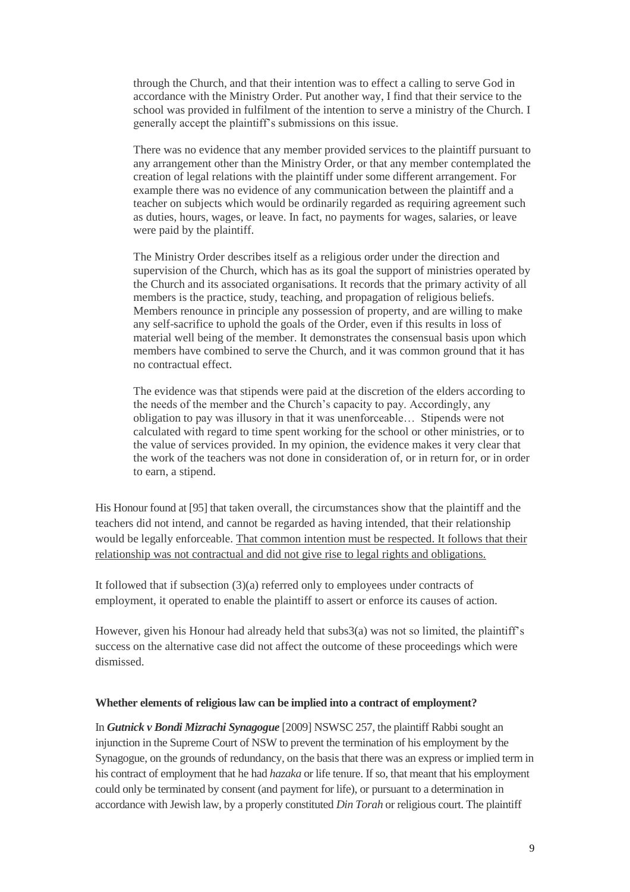> through the Church, and that their intention was to effect a calling to serve God in accordance with the Ministry Order. Put another way, I find that their service to the school was provided in fulfilment of the intention to serve a ministry of the Church. I generally accept the plaintiff's submissions on this issue.
>
> There was no evidence that any member provided services to the plaintiff pursuant to any arrangement other than the Ministry Order, or that any member contemplated the creation of legal relations with the plaintiff under some different arrangement. For example there was no evidence of any communication between the plaintiff and a teacher on subjects which would be ordinarily regarded as requiring agreement such as duties, hours, wages, or leave. In fact, no payments for wages, salaries, or leave were paid by the plaintiff.
>
> The Ministry Order describes itself as a religious order under the direction and supervision of the Church, which has as its goal the support of ministries operated by the Church and its associated organisations. It records that the primary activity of all members is the practice, study, teaching, and propagation of religious beliefs. Members renounce in principle any possession of property, and are willing to make any self-sacrifice to uphold the goals of the Order, even if this results in loss of material well being of the member. It demonstrates the consensual basis upon which members have combined to serve the Church, and it was common ground that it has no contractual effect.
>
> The evidence was that stipends were paid at the discretion of the elders according to the needs of the member and the Church's capacity to pay. Accordingly, any obligation to pay was illusory in that it was unenforceable… Stipends were not calculated with regard to time spent working for the school or other ministries, or to the value of services provided. In my opinion, the evidence makes it very clear that the work of the teachers was not done in consideration of, or in return for, or in order to earn, a stipend.

His Honour found at [95] that taken overall, the circumstances show that the plaintiff and the teachers did not intend, and cannot be regarded as having intended, that their relationship would be legally enforceable. <u>That common intention must be respected. It follows that their relationship was not contractual and did not give rise to legal rights and obligations.</u>

It followed that if subsection (3)(a) referred only to employees under contracts of employment, it operated to enable the plaintiff to assert or enforce its causes of action.

However, given his Honour had already held that subs3(a) was not so limited, the plaintiff's success on the alternative case did not affect the outcome of these proceedings which were dismissed.

**Whether elements of religious law can be implied into a contract of employment?**

In ***Gutnick v Bondi Mizrachi Synagogue*** [2009] NSWSC 257, the plaintiff Rabbi sought an injunction in the Supreme Court of NSW to prevent the termination of his employment by the Synagogue, on the grounds of redundancy, on the basis that there was an express or implied term in his contract of employment that he had *hazaka* or life tenure. If so, that meant that his employment could only be terminated by consent (and payment for life), or pursuant to a determination in accordance with Jewish law, by a properly constituted *Din Torah* or religious court. The plaintiff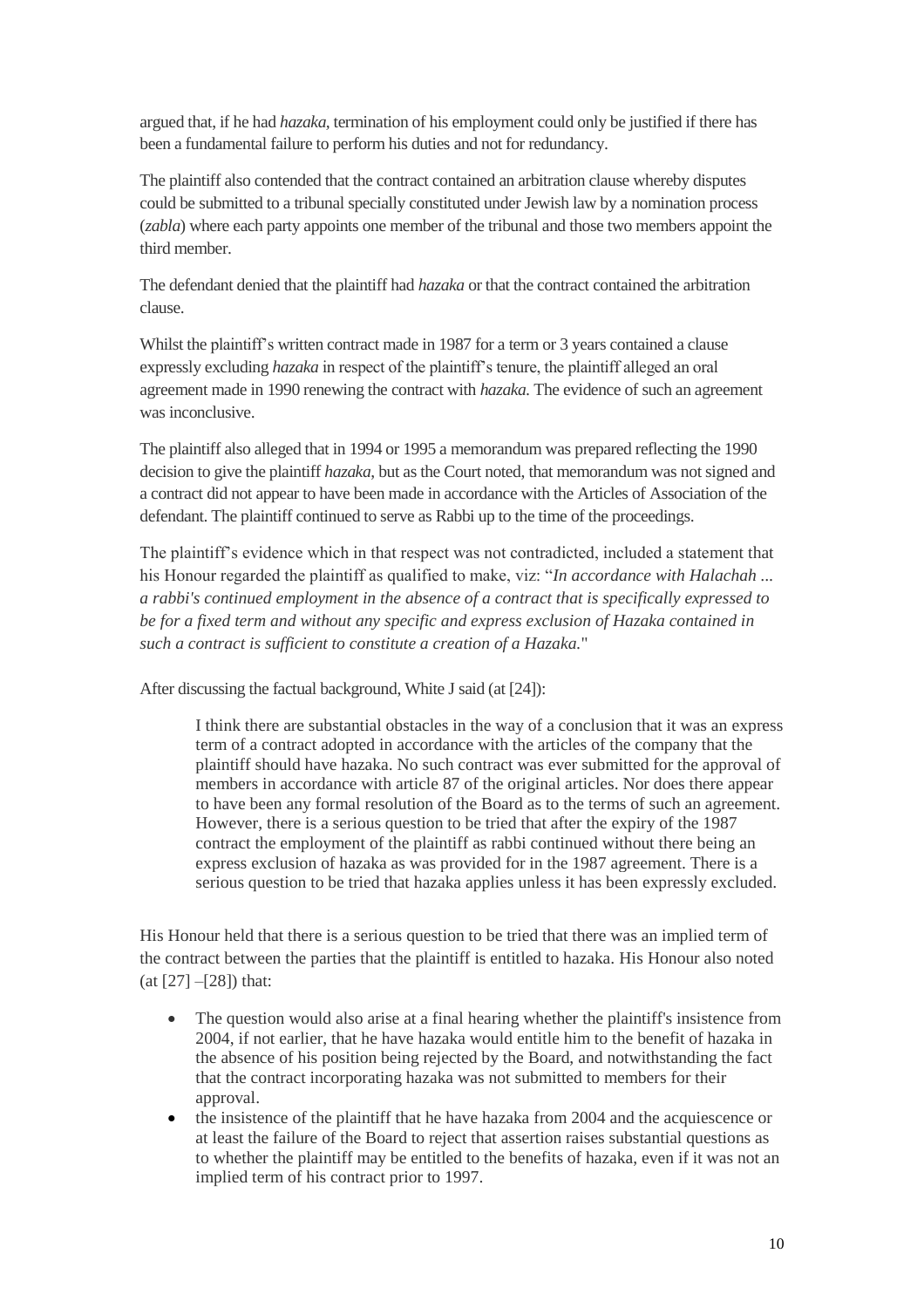argued that, if he had *hazaka*, termination of his employment could only be justified if there has been a fundamental failure to perform his duties and not for redundancy.

The plaintiff also contended that the contract contained an arbitration clause whereby disputes could be submitted to a tribunal specially constituted under Jewish law by a nomination process (*zabla*) where each party appoints one member of the tribunal and those two members appoint the third member.

The defendant denied that the plaintiff had *hazaka* or that the contract contained the arbitration clause.

Whilst the plaintiff's written contract made in 1987 for a term or 3 years contained a clause expressly excluding *hazaka* in respect of the plaintiff's tenure, the plaintiff alleged an oral agreement made in 1990 renewing the contract with *hazaka.* The evidence of such an agreement was inconclusive.

The plaintiff also alleged that in 1994 or 1995 a memorandum was prepared reflecting the 1990 decision to give the plaintiff *hazaka*, but as the Court noted, that memorandum was not signed and a contract did not appear to have been made in accordance with the Articles of Association of the defendant. The plaintiff continued to serve as Rabbi up to the time of the proceedings.

The plaintiff's evidence which in that respect was not contradicted, included a statement that his Honour regarded the plaintiff as qualified to make, viz: "*In accordance with Halachah ... a rabbi's continued employment in the absence of a contract that is specifically expressed to be for a fixed term and without any specific and express exclusion of Hazaka contained in such a contract is sufficient to constitute a creation of a Hazaka.*"

After discussing the factual background, White J said (at [24]):

> I think there are substantial obstacles in the way of a conclusion that it was an express term of a contract adopted in accordance with the articles of the company that the plaintiff should have hazaka. No such contract was ever submitted for the approval of members in accordance with article 87 of the original articles. Nor does there appear to have been any formal resolution of the Board as to the terms of such an agreement. However, there is a serious question to be tried that after the expiry of the 1987 contract the employment of the plaintiff as rabbi continued without there being an express exclusion of hazaka as was provided for in the 1987 agreement. There is a serious question to be tried that hazaka applies unless it has been expressly excluded.

His Honour held that there is a serious question to be tried that there was an implied term of the contract between the parties that the plaintiff is entitled to hazaka. His Honour also noted (at [27] –[28]) that:

- The question would also arise at a final hearing whether the plaintiff's insistence from 2004, if not earlier, that he have hazaka would entitle him to the benefit of hazaka in the absence of his position being rejected by the Board, and notwithstanding the fact that the contract incorporating hazaka was not submitted to members for their approval.
- the insistence of the plaintiff that he have hazaka from 2004 and the acquiescence or at least the failure of the Board to reject that assertion raises substantial questions as to whether the plaintiff may be entitled to the benefits of hazaka, even if it was not an implied term of his contract prior to 1997.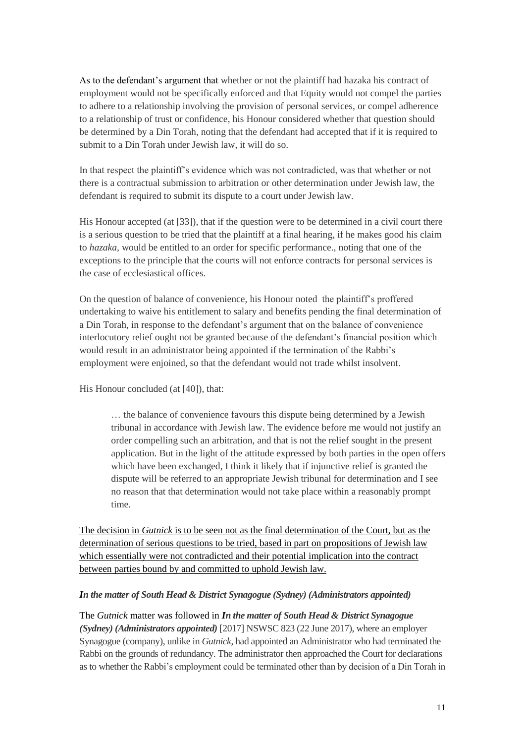As to the defendant's argument that whether or not the plaintiff had hazaka his contract of employment would not be specifically enforced and that Equity would not compel the parties to adhere to a relationship involving the provision of personal services, or compel adherence to a relationship of trust or confidence, his Honour considered whether that question should be determined by a Din Torah, noting that the defendant had accepted that if it is required to submit to a Din Torah under Jewish law, it will do so.

In that respect the plaintiff's evidence which was not contradicted, was that whether or not there is a contractual submission to arbitration or other determination under Jewish law, the defendant is required to submit its dispute to a court under Jewish law.

His Honour accepted (at [33]), that if the question were to be determined in a civil court there is a serious question to be tried that the plaintiff at a final hearing, if he makes good his claim to *hazaka*, would be entitled to an order for specific performance., noting that one of the exceptions to the principle that the courts will not enforce contracts for personal services is the case of ecclesiastical offices.

On the question of balance of convenience, his Honour noted the plaintiff's proffered undertaking to waive his entitlement to salary and benefits pending the final determination of a Din Torah, in response to the defendant's argument that on the balance of convenience interlocutory relief ought not be granted because of the defendant's financial position which would result in an administrator being appointed if the termination of the Rabbi's employment were enjoined, so that the defendant would not trade whilst insolvent.

His Honour concluded (at [40]), that:

> … the balance of convenience favours this dispute being determined by a Jewish tribunal in accordance with Jewish law. The evidence before me would not justify an order compelling such an arbitration, and that is not the relief sought in the present application. But in the light of the attitude expressed by both parties in the open offers which have been exchanged, I think it likely that if injunctive relief is granted the dispute will be referred to an appropriate Jewish tribunal for determination and I see no reason that that determination would not take place within a reasonably prompt time.

<u>The decision in *Gutnick* is to be seen not as the final determination of the Court, but as the determination of serious questions to be tried, based in part on propositions of Jewish law which essentially were not contradicted and their potential implication into the contract between parties bound by and committed to uphold Jewish law.</u>

***In the matter of South Head & District Synagogue (Sydney) (Administrators appointed)***

The *Gutnick* matter was followed in ***In the matter of South Head & District Synagogue (Sydney) (Administrators appointed)*** [2017] NSWSC 823 (22 June 2017), where an employer Synagogue (company), unlike in *Gutnick*, had appointed an Administrator who had terminated the Rabbi on the grounds of redundancy. The administrator then approached the Court for declarations as to whether the Rabbi's employment could be terminated other than by decision of a Din Torah in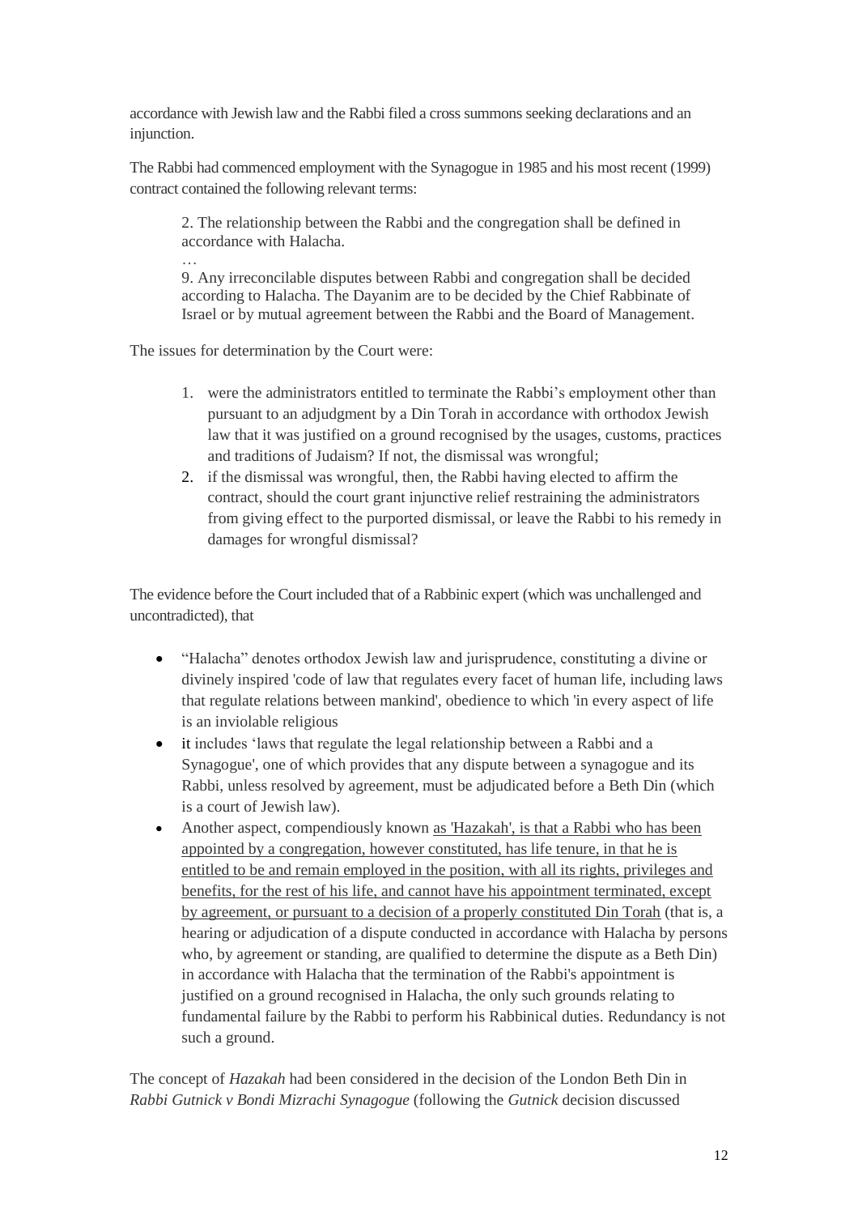accordance with Jewish law and the Rabbi filed a cross summons seeking declarations and an injunction.

The Rabbi had commenced employment with the Synagogue in 1985 and his most recent (1999) contract contained the following relevant terms:

> 2. The relationship between the Rabbi and the congregation shall be defined in accordance with Halacha.
>
> …
>
> 9. Any irreconcilable disputes between Rabbi and congregation shall be decided according to Halacha. The Dayanim are to be decided by the Chief Rabbinate of Israel or by mutual agreement between the Rabbi and the Board of Management.

The issues for determination by the Court were:

1. were the administrators entitled to terminate the Rabbi's employment other than pursuant to an adjudgment by a Din Torah in accordance with orthodox Jewish law that it was justified on a ground recognised by the usages, customs, practices and traditions of Judaism? If not, the dismissal was wrongful;
2. if the dismissal was wrongful, then, the Rabbi having elected to affirm the contract, should the court grant injunctive relief restraining the administrators from giving effect to the purported dismissal, or leave the Rabbi to his remedy in damages for wrongful dismissal?

The evidence before the Court included that of a Rabbinic expert (which was unchallenged and uncontradicted), that

- "Halacha" denotes orthodox Jewish law and jurisprudence, constituting a divine or divinely inspired 'code of law that regulates every facet of human life, including laws that regulate relations between mankind', obedience to which 'in every aspect of life is an inviolable religious
- it includes 'laws that regulate the legal relationship between a Rabbi and a Synagogue', one of which provides that any dispute between a synagogue and its Rabbi, unless resolved by agreement, must be adjudicated before a Beth Din (which is a court of Jewish law).
- Another aspect, compendiously known <u>as 'Hazakah', is that a Rabbi who has been appointed by a congregation, however constituted, has life tenure, in that he is entitled to be and remain employed in the position, with all its rights, privileges and benefits, for the rest of his life, and cannot have his appointment terminated, except by agreement, or pursuant to a decision of a properly constituted Din Torah</u> (that is, a hearing or adjudication of a dispute conducted in accordance with Halacha by persons who, by agreement or standing, are qualified to determine the dispute as a Beth Din) in accordance with Halacha that the termination of the Rabbi's appointment is justified on a ground recognised in Halacha, the only such grounds relating to fundamental failure by the Rabbi to perform his Rabbinical duties. Redundancy is not such a ground.

The concept of *Hazakah* had been considered in the decision of the London Beth Din in *Rabbi Gutnick v Bondi Mizrachi Synagogue* (following the *Gutnick* decision discussed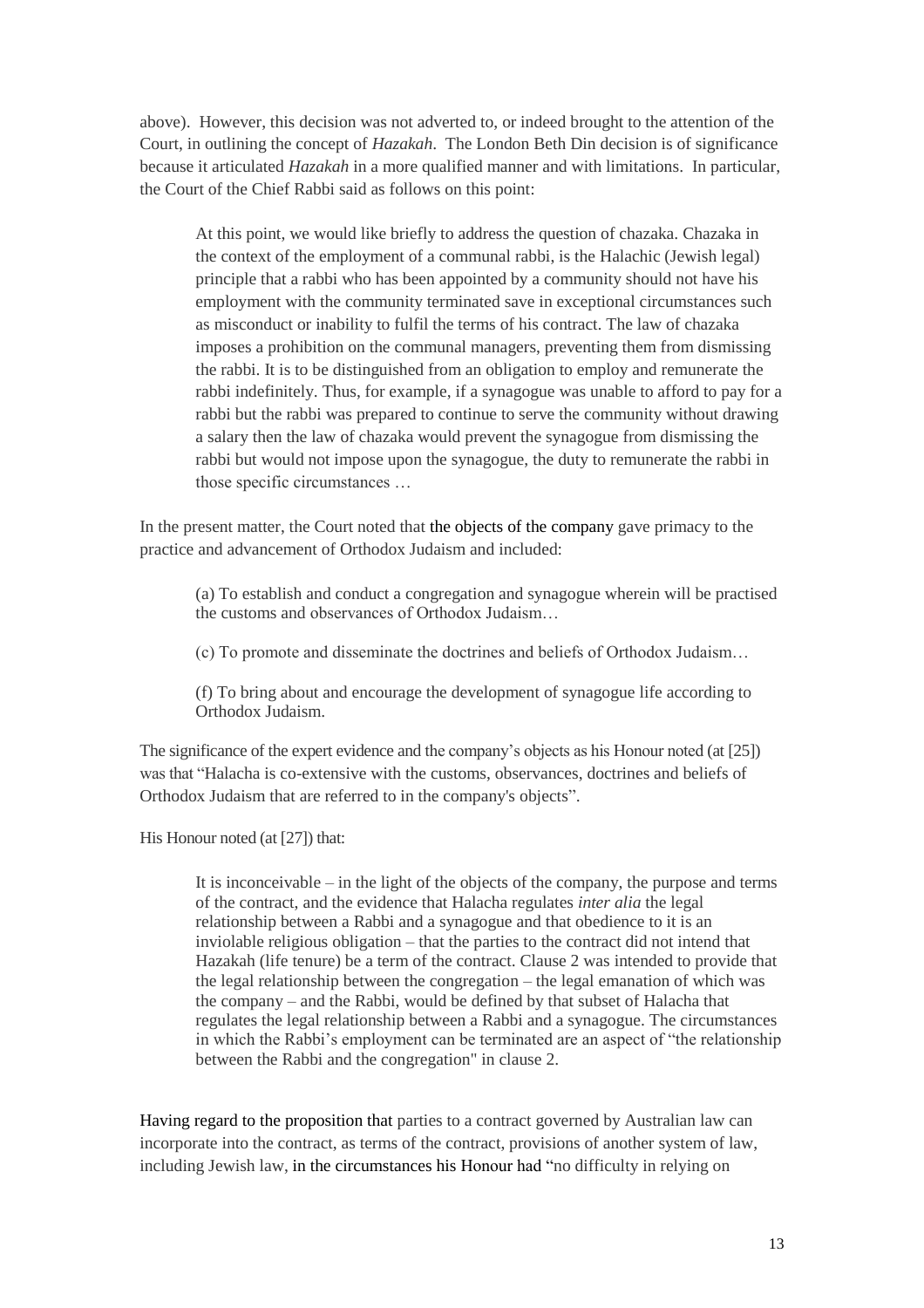above). However, this decision was not adverted to, or indeed brought to the attention of the Court, in outlining the concept of *Hazakah*. The London Beth Din decision is of significance because it articulated *Hazakah* in a more qualified manner and with limitations. In particular, the Court of the Chief Rabbi said as follows on this point:

> At this point, we would like briefly to address the question of chazaka. Chazaka in the context of the employment of a communal rabbi, is the Halachic (Jewish legal) principle that a rabbi who has been appointed by a community should not have his employment with the community terminated save in exceptional circumstances such as misconduct or inability to fulfil the terms of his contract. The law of chazaka imposes a prohibition on the communal managers, preventing them from dismissing the rabbi. It is to be distinguished from an obligation to employ and remunerate the rabbi indefinitely. Thus, for example, if a synagogue was unable to afford to pay for a rabbi but the rabbi was prepared to continue to serve the community without drawing a salary then the law of chazaka would prevent the synagogue from dismissing the rabbi but would not impose upon the synagogue, the duty to remunerate the rabbi in those specific circumstances …

In the present matter, the Court noted that the objects of the company gave primacy to the practice and advancement of Orthodox Judaism and included:

> (a) To establish and conduct a congregation and synagogue wherein will be practised the customs and observances of Orthodox Judaism…
>
> (c) To promote and disseminate the doctrines and beliefs of Orthodox Judaism…
>
> (f) To bring about and encourage the development of synagogue life according to Orthodox Judaism.

The significance of the expert evidence and the company's objects as his Honour noted (at [25]) was that "Halacha is co-extensive with the customs, observances, doctrines and beliefs of Orthodox Judaism that are referred to in the company's objects".

His Honour noted (at [27]) that:

> It is inconceivable – in the light of the objects of the company, the purpose and terms of the contract, and the evidence that Halacha regulates *inter alia* the legal relationship between a Rabbi and a synagogue and that obedience to it is an inviolable religious obligation – that the parties to the contract did not intend that Hazakah (life tenure) be a term of the contract. Clause 2 was intended to provide that the legal relationship between the congregation – the legal emanation of which was the company – and the Rabbi, would be defined by that subset of Halacha that regulates the legal relationship between a Rabbi and a synagogue. The circumstances in which the Rabbi's employment can be terminated are an aspect of "the relationship between the Rabbi and the congregation" in clause 2.

Having regard to the proposition that parties to a contract governed by Australian law can incorporate into the contract, as terms of the contract, provisions of another system of law, including Jewish law, in the circumstances his Honour had "no difficulty in relying on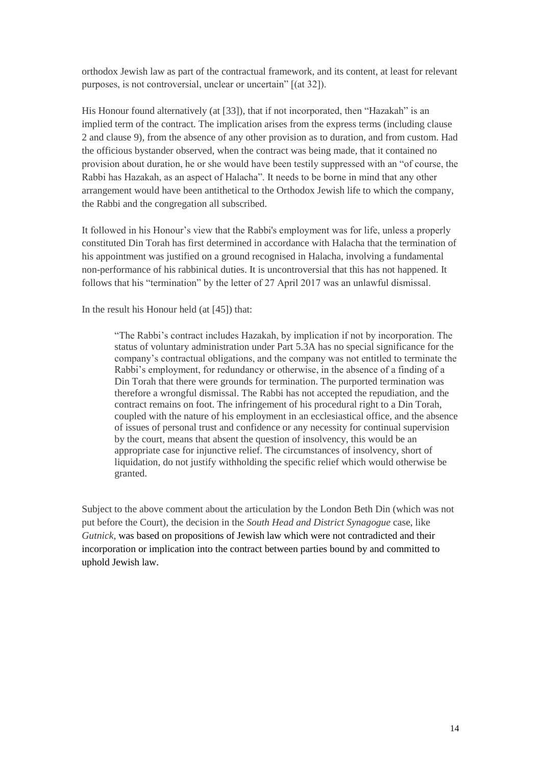orthodox Jewish law as part of the contractual framework, and its content, at least for relevant purposes, is not controversial, unclear or uncertain" [(at 32]).

His Honour found alternatively (at [33]), that if not incorporated, then "Hazakah" is an implied term of the contract. The implication arises from the express terms (including clause 2 and clause 9), from the absence of any other provision as to duration, and from custom. Had the officious bystander observed, when the contract was being made, that it contained no provision about duration, he or she would have been testily suppressed with an "of course, the Rabbi has Hazakah, as an aspect of Halacha". It needs to be borne in mind that any other arrangement would have been antithetical to the Orthodox Jewish life to which the company, the Rabbi and the congregation all subscribed.

It followed in his Honour's view that the Rabbi's employment was for life, unless a properly constituted Din Torah has first determined in accordance with Halacha that the termination of his appointment was justified on a ground recognised in Halacha, involving a fundamental non-performance of his rabbinical duties. It is uncontroversial that this has not happened. It follows that his "termination" by the letter of 27 April 2017 was an unlawful dismissal.

In the result his Honour held (at [45]) that:

> "The Rabbi's contract includes Hazakah, by implication if not by incorporation. The status of voluntary administration under Part 5.3A has no special significance for the company's contractual obligations, and the company was not entitled to terminate the Rabbi's employment, for redundancy or otherwise, in the absence of a finding of a Din Torah that there were grounds for termination. The purported termination was therefore a wrongful dismissal. The Rabbi has not accepted the repudiation, and the contract remains on foot. The infringement of his procedural right to a Din Torah, coupled with the nature of his employment in an ecclesiastical office, and the absence of issues of personal trust and confidence or any necessity for continual supervision by the court, means that absent the question of insolvency, this would be an appropriate case for injunctive relief. The circumstances of insolvency, short of liquidation, do not justify withholding the specific relief which would otherwise be granted.

Subject to the above comment about the articulation by the London Beth Din (which was not put before the Court), the decision in the *South Head and District Synagogue* case, like *Gutnick*, was based on propositions of Jewish law which were not contradicted and their incorporation or implication into the contract between parties bound by and committed to uphold Jewish law.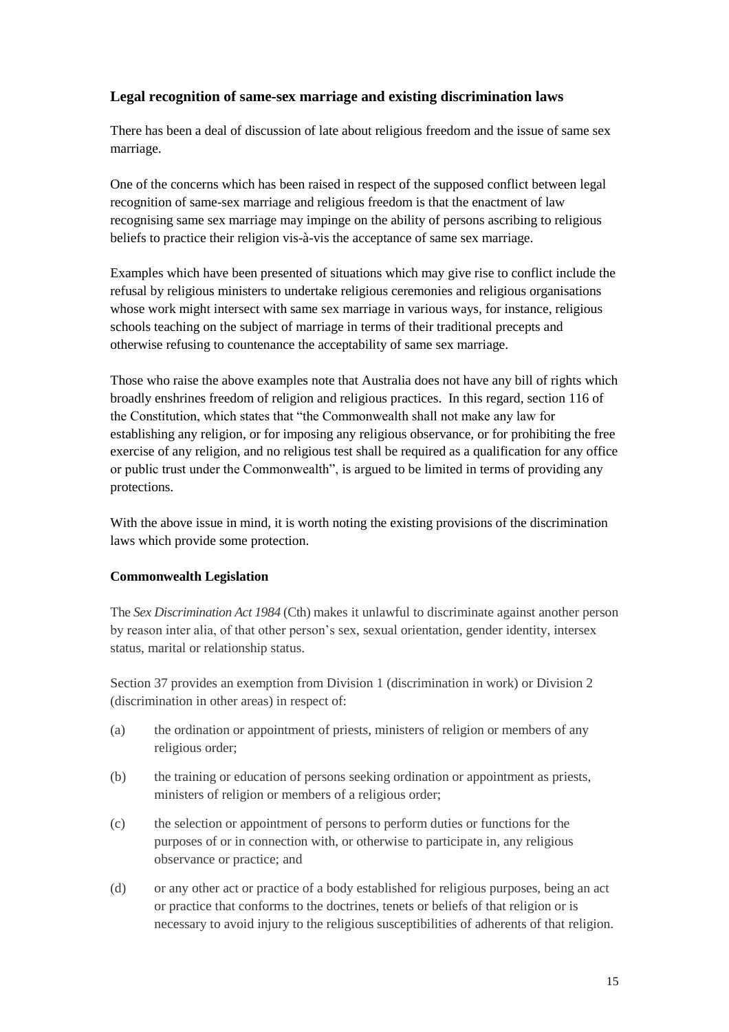## Legal recognition of same-sex marriage and existing discrimination laws

There has been a deal of discussion of late about religious freedom and the issue of same sex marriage.

One of the concerns which has been raised in respect of the supposed conflict between legal recognition of same-sex marriage and religious freedom is that the enactment of law recognising same sex marriage may impinge on the ability of persons ascribing to religious beliefs to practice their religion vis-à-vis the acceptance of same sex marriage.

Examples which have been presented of situations which may give rise to conflict include the refusal by religious ministers to undertake religious ceremonies and religious organisations whose work might intersect with same sex marriage in various ways, for instance, religious schools teaching on the subject of marriage in terms of their traditional precepts and otherwise refusing to countenance the acceptability of same sex marriage.

Those who raise the above examples note that Australia does not have any bill of rights which broadly enshrines freedom of religion and religious practices. In this regard, section 116 of the Constitution, which states that "the Commonwealth shall not make any law for establishing any religion, or for imposing any religious observance, or for prohibiting the free exercise of any religion, and no religious test shall be required as a qualification for any office or public trust under the Commonwealth", is argued to be limited in terms of providing any protections.

With the above issue in mind, it is worth noting the existing provisions of the discrimination laws which provide some protection.

### Commonwealth Legislation

The *Sex Discrimination Act 1984* (Cth) makes it unlawful to discriminate against another person by reason inter alia, of that other person's sex, sexual orientation, gender identity, intersex status, marital or relationship status.

Section 37 provides an exemption from Division 1 (discrimination in work) or Division 2 (discrimination in other areas) in respect of:

(a) the ordination or appointment of priests, ministers of religion or members of any religious order;

(b) the training or education of persons seeking ordination or appointment as priests, ministers of religion or members of a religious order;

(c) the selection or appointment of persons to perform duties or functions for the purposes of or in connection with, or otherwise to participate in, any religious observance or practice; and

(d) or any other act or practice of a body established for religious purposes, being an act or practice that conforms to the doctrines, tenets or beliefs of that religion or is necessary to avoid injury to the religious susceptibilities of adherents of that religion.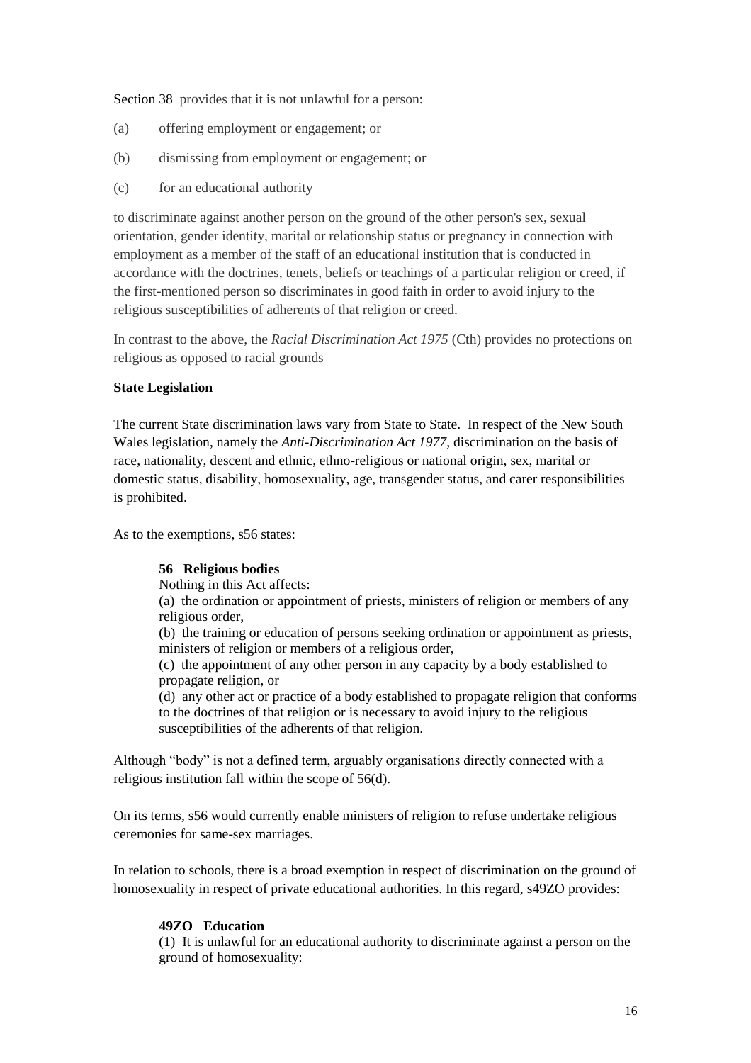Section 38 provides that it is not unlawful for a person:

(a) offering employment or engagement; or

(b) dismissing from employment or engagement; or

(c) for an educational authority

to discriminate against another person on the ground of the other person's sex, sexual orientation, gender identity, marital or relationship status or pregnancy in connection with employment as a member of the staff of an educational institution that is conducted in accordance with the doctrines, tenets, beliefs or teachings of a particular religion or creed, if the first-mentioned person so discriminates in good faith in order to avoid injury to the religious susceptibilities of adherents of that religion or creed.

In contrast to the above, the *Racial Discrimination Act 1975* (Cth) provides no protections on religious as opposed to racial grounds

**State Legislation**

The current State discrimination laws vary from State to State. In respect of the New South Wales legislation, namely the *Anti-Discrimination Act 1977*, discrimination on the basis of race, nationality, descent and ethnic, ethno-religious or national origin, sex, marital or domestic status, disability, homosexuality, age, transgender status, and carer responsibilities is prohibited.

As to the exemptions, s56 states:

> **56 Religious bodies**
> Nothing in this Act affects:
> (a) the ordination or appointment of priests, ministers of religion or members of any religious order,
> (b) the training or education of persons seeking ordination or appointment as priests, ministers of religion or members of a religious order,
> (c) the appointment of any other person in any capacity by a body established to propagate religion, or
> (d) any other act or practice of a body established to propagate religion that conforms to the doctrines of that religion or is necessary to avoid injury to the religious susceptibilities of the adherents of that religion.

Although "body" is not a defined term, arguably organisations directly connected with a religious institution fall within the scope of 56(d).

On its terms, s56 would currently enable ministers of religion to refuse undertake religious ceremonies for same-sex marriages.

In relation to schools, there is a broad exemption in respect of discrimination on the ground of homosexuality in respect of private educational authorities. In this regard, s49ZO provides:

> **49ZO Education**
> (1) It is unlawful for an educational authority to discriminate against a person on the ground of homosexuality: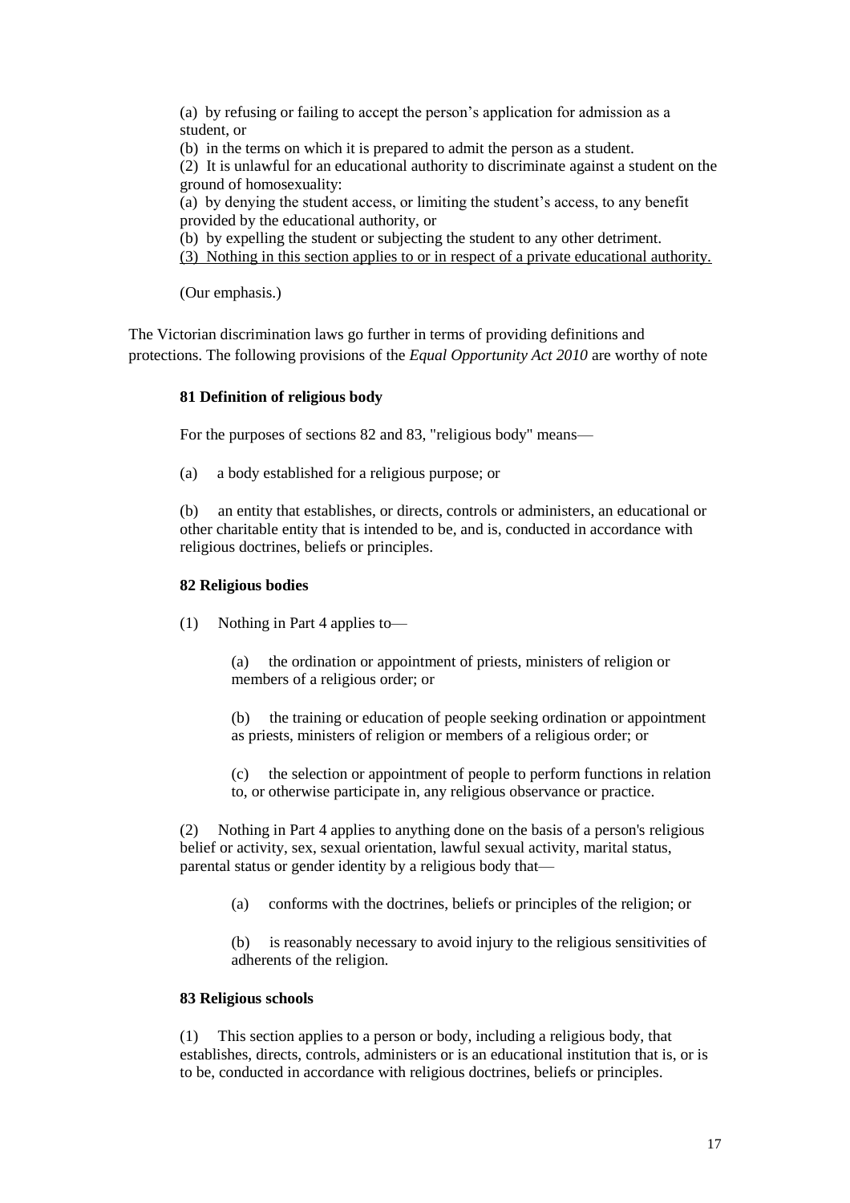(a) by refusing or failing to accept the person's application for admission as a student, or

(b) in the terms on which it is prepared to admit the person as a student.

(2) It is unlawful for an educational authority to discriminate against a student on the ground of homosexuality:

(a) by denying the student access, or limiting the student's access, to any benefit provided by the educational authority, or

(b) by expelling the student or subjecting the student to any other detriment.

<u>(3) Nothing in this section applies to or in respect of a private educational authority.</u>

(Our emphasis.)

The Victorian discrimination laws go further in terms of providing definitions and protections. The following provisions of the *Equal Opportunity Act 2010* are worthy of note

**81 Definition of religious body**

For the purposes of sections 82 and 83, "religious body" means—

(a) a body established for a religious purpose; or

(b) an entity that establishes, or directs, controls or administers, an educational or other charitable entity that is intended to be, and is, conducted in accordance with religious doctrines, beliefs or principles.

**82 Religious bodies**

(1) Nothing in Part 4 applies to—

(a) the ordination or appointment of priests, ministers of religion or members of a religious order; or

(b) the training or education of people seeking ordination or appointment as priests, ministers of religion or members of a religious order; or

(c) the selection or appointment of people to perform functions in relation to, or otherwise participate in, any religious observance or practice.

(2) Nothing in Part 4 applies to anything done on the basis of a person's religious belief or activity, sex, sexual orientation, lawful sexual activity, marital status, parental status or gender identity by a religious body that—

(a) conforms with the doctrines, beliefs or principles of the religion; or

(b) is reasonably necessary to avoid injury to the religious sensitivities of adherents of the religion.

**83 Religious schools**

(1) This section applies to a person or body, including a religious body, that establishes, directs, controls, administers or is an educational institution that is, or is to be, conducted in accordance with religious doctrines, beliefs or principles.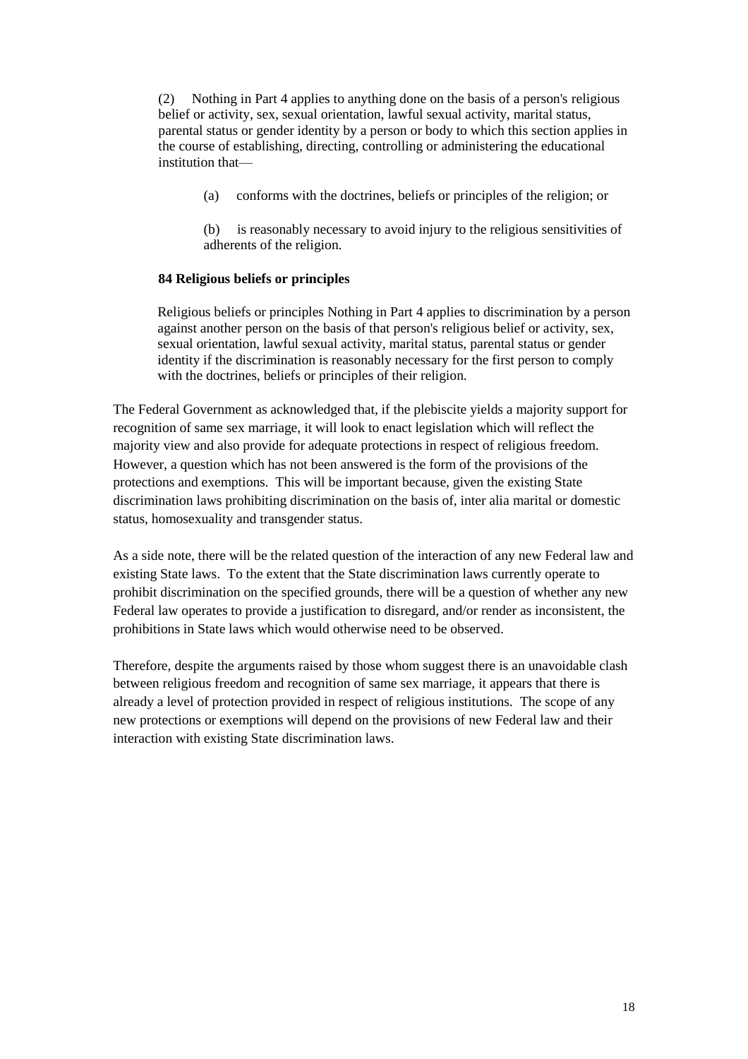(2) Nothing in Part 4 applies to anything done on the basis of a person's religious belief or activity, sex, sexual orientation, lawful sexual activity, marital status, parental status or gender identity by a person or body to which this section applies in the course of establishing, directing, controlling or administering the educational institution that—

(a) conforms with the doctrines, beliefs or principles of the religion; or

(b) is reasonably necessary to avoid injury to the religious sensitivities of adherents of the religion.

**84 Religious beliefs or principles**

Religious beliefs or principles Nothing in Part 4 applies to discrimination by a person against another person on the basis of that person's religious belief or activity, sex, sexual orientation, lawful sexual activity, marital status, parental status or gender identity if the discrimination is reasonably necessary for the first person to comply with the doctrines, beliefs or principles of their religion.

The Federal Government as acknowledged that, if the plebiscite yields a majority support for recognition of same sex marriage, it will look to enact legislation which will reflect the majority view and also provide for adequate protections in respect of religious freedom. However, a question which has not been answered is the form of the provisions of the protections and exemptions. This will be important because, given the existing State discrimination laws prohibiting discrimination on the basis of, inter alia marital or domestic status, homosexuality and transgender status.

As a side note, there will be the related question of the interaction of any new Federal law and existing State laws. To the extent that the State discrimination laws currently operate to prohibit discrimination on the specified grounds, there will be a question of whether any new Federal law operates to provide a justification to disregard, and/or render as inconsistent, the prohibitions in State laws which would otherwise need to be observed.

Therefore, despite the arguments raised by those whom suggest there is an unavoidable clash between religious freedom and recognition of same sex marriage, it appears that there is already a level of protection provided in respect of religious institutions. The scope of any new protections or exemptions will depend on the provisions of new Federal law and their interaction with existing State discrimination laws.